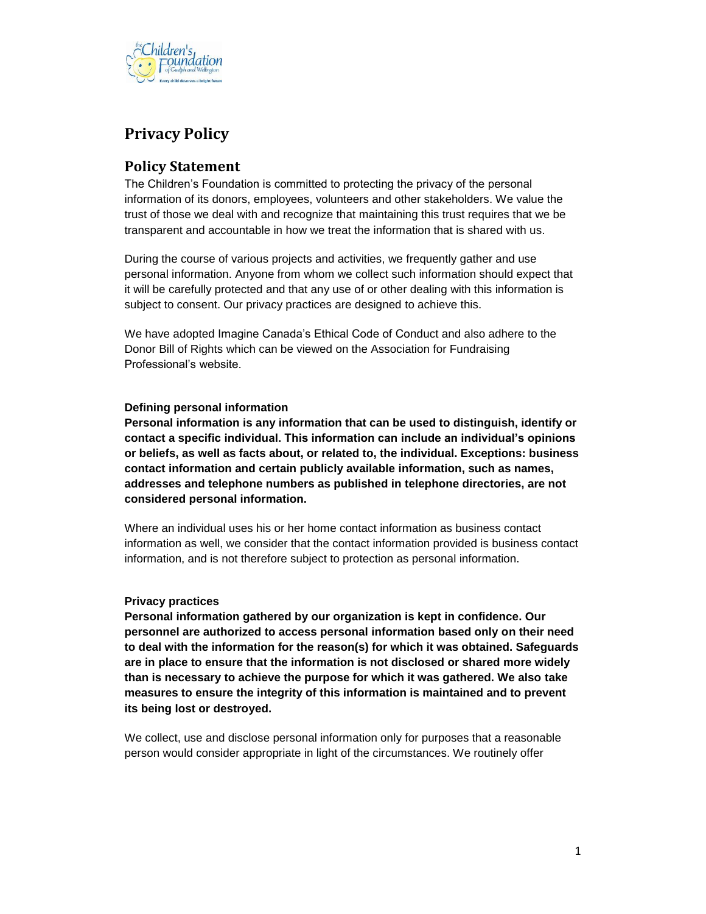# Privacy Policy

## Policy Statement

The Children's Foundation is committed to protecting the privacy of the personal information of its donors, employees, volunteers and other stakeholders. We value the trust of those we deal with and recognize that maintaining this trust requires that we be transparent and accountable in how we treat the information that is shared with us.

During the course of various projects and activities, we frequently gather and use personal information. Anyone from whom we collect such information should expect that it will be carefully protected and that any use of or other dealing with this information is subject to consent. Our privacy practices are designed to achieve this.

We have adopted Imagine Canada's Ethical Code of Conduct and also adhere to the Donor Bill of Rights which can be viewed on the Association for Fundraising Professional's website.

**Defining personal information**

**Personal information is any information that can be used to distinguish, identify or contact a specific individual. This information can include an individual's opinions or beliefs, as well as facts about, or related to, the individual. Exceptions: business contact information and certain publicly available information, such as names, addresses and telephone numbers as published in telephone directories, are not considered personal information.**

Where an individual uses his or her home contact information as business contact information as well, we consider that the contact information provided is business contact information, and is not therefore subject to protection as personal information.

**Privacy practices**

**Personal information gathered by our organization is kept in confidence. Our personnel are authorized to access personal information based only on their need to deal with the information for the reason(s) for which it was obtained. Safeguards are in place to ensure that the information is not disclosed or shared more widely than is necessary to achieve the purpose for which it was gathered. We also take measures to ensure the integrity of this information is maintained and to prevent its being lost or destroyed.**

We collect, use and disclose personal information only for purposes that a reasonable person would consider appropriate in light of the circumstances. We routinely offer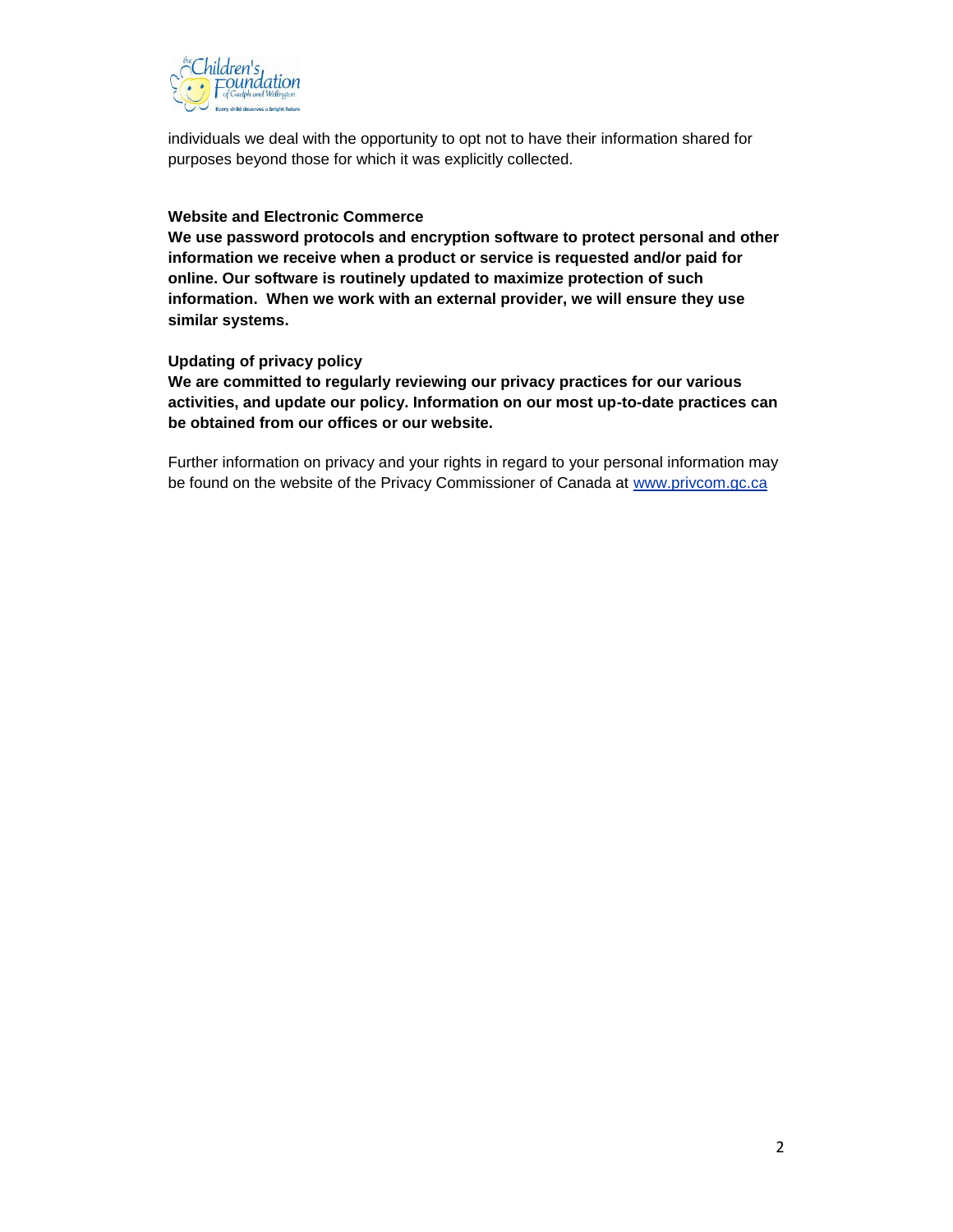individuals we deal with the opportunity to opt not to have their information shared for purposes beyond those for which it was explicitly collected.

**Website and Electronic Commerce**

**We use password protocols and encryption software to protect personal and other information we receive when a product or service is requested and/or paid for online. Our software is routinely updated to maximize protection of such information. When we work with an external provider, we will ensure they use similar systems.**

**Updating of privacy policy**

**We are committed to regularly reviewing our privacy practices for our various activities, and update our policy. Information on our most up-to-date practices can be obtained from our offices or our website.**

Further information on privacy and your rights in regard to your personal information may be found on the website of the Privacy Commissioner of Canada at [www.privcom.gc.ca](http://www.privcom.gc.ca)